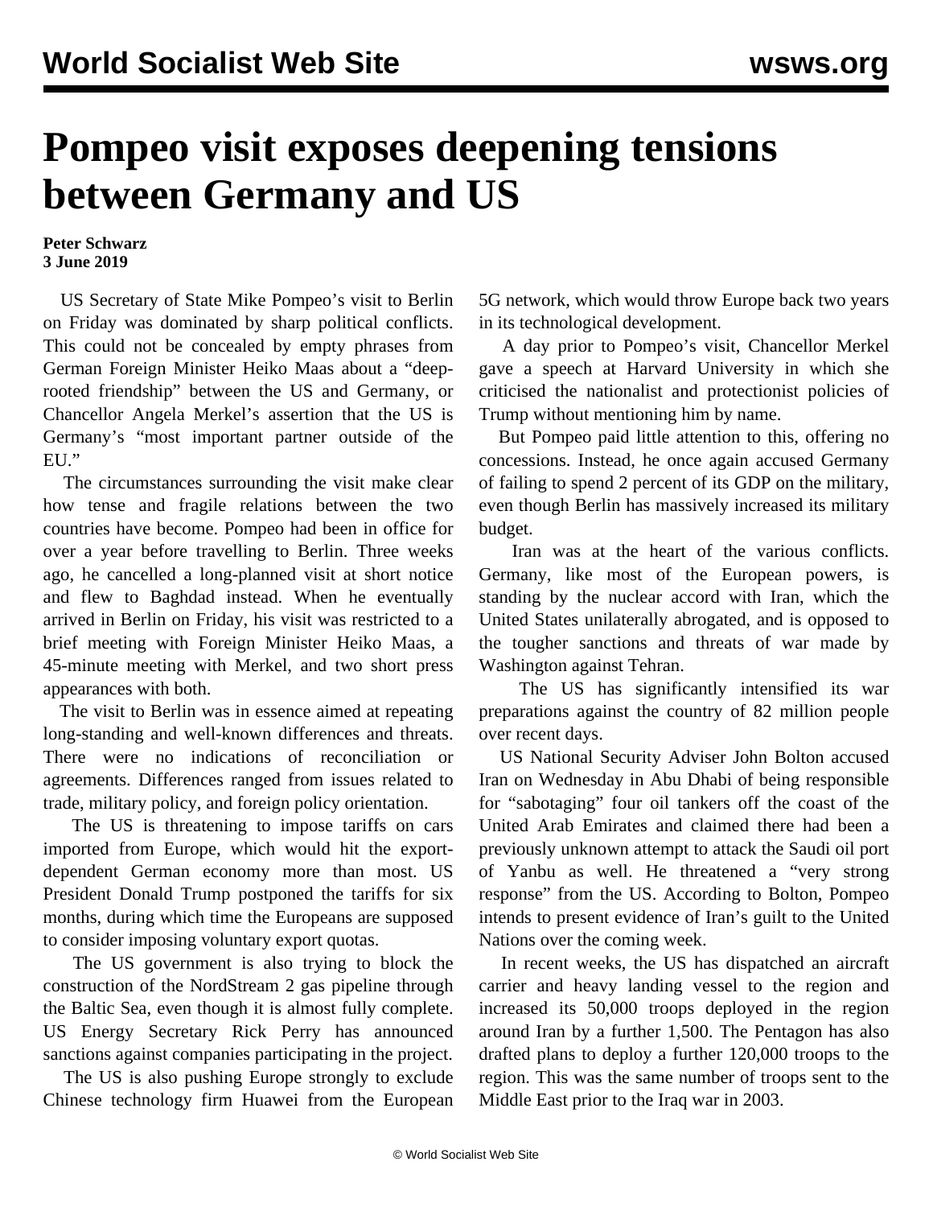# Pompeo visit exposes deepening tensions between Germany and US

**Peter Schwarz**
**3 June 2019**

US Secretary of State Mike Pompeo's visit to Berlin on Friday was dominated by sharp political conflicts. This could not be concealed by empty phrases from German Foreign Minister Heiko Maas about a "deep-rooted friendship" between the US and Germany, or Chancellor Angela Merkel's assertion that the US is Germany's "most important partner outside of the EU."

The circumstances surrounding the visit make clear how tense and fragile relations between the two countries have become. Pompeo had been in office for over a year before travelling to Berlin. Three weeks ago, he cancelled a long-planned visit at short notice and flew to Baghdad instead. When he eventually arrived in Berlin on Friday, his visit was restricted to a brief meeting with Foreign Minister Heiko Maas, a 45-minute meeting with Merkel, and two short press appearances with both.

The visit to Berlin was in essence aimed at repeating long-standing and well-known differences and threats. There were no indications of reconciliation or agreements. Differences ranged from issues related to trade, military policy, and foreign policy orientation.

The US is threatening to impose tariffs on cars imported from Europe, which would hit the export-dependent German economy more than most. US President Donald Trump postponed the tariffs for six months, during which time the Europeans are supposed to consider imposing voluntary export quotas.

The US government is also trying to block the construction of the NordStream 2 gas pipeline through the Baltic Sea, even though it is almost fully complete. US Energy Secretary Rick Perry has announced sanctions against companies participating in the project.

The US is also pushing Europe strongly to exclude Chinese technology firm Huawei from the European 5G network, which would throw Europe back two years in its technological development.

A day prior to Pompeo's visit, Chancellor Merkel gave a speech at Harvard University in which she criticised the nationalist and protectionist policies of Trump without mentioning him by name.

But Pompeo paid little attention to this, offering no concessions. Instead, he once again accused Germany of failing to spend 2 percent of its GDP on the military, even though Berlin has massively increased its military budget.

Iran was at the heart of the various conflicts. Germany, like most of the European powers, is standing by the nuclear accord with Iran, which the United States unilaterally abrogated, and is opposed to the tougher sanctions and threats of war made by Washington against Tehran.

The US has significantly intensified its war preparations against the country of 82 million people over recent days.

US National Security Adviser John Bolton accused Iran on Wednesday in Abu Dhabi of being responsible for "sabotaging" four oil tankers off the coast of the United Arab Emirates and claimed there had been a previously unknown attempt to attack the Saudi oil port of Yanbu as well. He threatened a "very strong response" from the US. According to Bolton, Pompeo intends to present evidence of Iran's guilt to the United Nations over the coming week.

In recent weeks, the US has dispatched an aircraft carrier and heavy landing vessel to the region and increased its 50,000 troops deployed in the region around Iran by a further 1,500. The Pentagon has also drafted plans to deploy a further 120,000 troops to the region. This was the same number of troops sent to the Middle East prior to the Iraq war in 2003.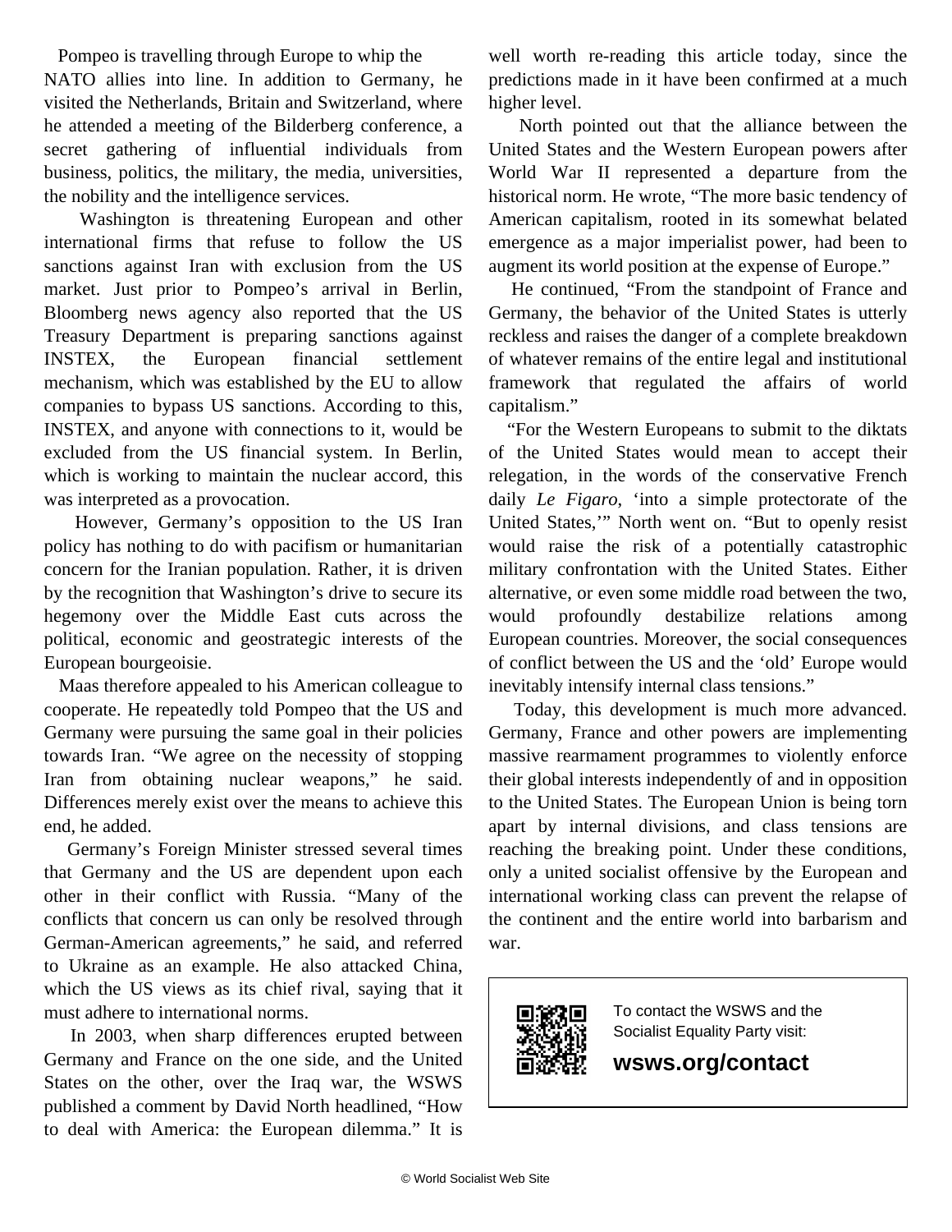Pompeo is travelling through Europe to whip the NATO allies into line. In addition to Germany, he visited the Netherlands, Britain and Switzerland, where he attended a meeting of the Bilderberg conference, a secret gathering of influential individuals from business, politics, the military, the media, universities, the nobility and the intelligence services.

Washington is threatening European and other international firms that refuse to follow the US sanctions against Iran with exclusion from the US market. Just prior to Pompeo's arrival in Berlin, Bloomberg news agency also reported that the US Treasury Department is preparing sanctions against INSTEX, the European financial settlement mechanism, which was established by the EU to allow companies to bypass US sanctions. According to this, INSTEX, and anyone with connections to it, would be excluded from the US financial system. In Berlin, which is working to maintain the nuclear accord, this was interpreted as a provocation.

However, Germany's opposition to the US Iran policy has nothing to do with pacifism or humanitarian concern for the Iranian population. Rather, it is driven by the recognition that Washington's drive to secure its hegemony over the Middle East cuts across the political, economic and geostrategic interests of the European bourgeoisie.

Maas therefore appealed to his American colleague to cooperate. He repeatedly told Pompeo that the US and Germany were pursuing the same goal in their policies towards Iran. "We agree on the necessity of stopping Iran from obtaining nuclear weapons," he said. Differences merely exist over the means to achieve this end, he added.

Germany's Foreign Minister stressed several times that Germany and the US are dependent upon each other in their conflict with Russia. "Many of the conflicts that concern us can only be resolved through German-American agreements," he said, and referred to Ukraine as an example. He also attacked China, which the US views as its chief rival, saying that it must adhere to international norms.

In 2003, when sharp differences erupted between Germany and France on the one side, and the United States on the other, over the Iraq war, the WSWS published a comment by David North headlined, "How to deal with America: the European dilemma." It is well worth re-reading this article today, since the predictions made in it have been confirmed at a much higher level.

North pointed out that the alliance between the United States and the Western European powers after World War II represented a departure from the historical norm. He wrote, "The more basic tendency of American capitalism, rooted in its somewhat belated emergence as a major imperialist power, had been to augment its world position at the expense of Europe."

He continued, "From the standpoint of France and Germany, the behavior of the United States is utterly reckless and raises the danger of a complete breakdown of whatever remains of the entire legal and institutional framework that regulated the affairs of world capitalism."

"For the Western Europeans to submit to the diktats of the United States would mean to accept their relegation, in the words of the conservative French daily *Le Figaro*, 'into a simple protectorate of the United States,'" North went on. "But to openly resist would raise the risk of a potentially catastrophic military confrontation with the United States. Either alternative, or even some middle road between the two, would profoundly destabilize relations among European countries. Moreover, the social consequences of conflict between the US and the 'old' Europe would inevitably intensify internal class tensions."

Today, this development is much more advanced. Germany, France and other powers are implementing massive rearmament programmes to violently enforce their global interests independently of and in opposition to the United States. The European Union is being torn apart by internal divisions, and class tensions are reaching the breaking point. Under these conditions, only a united socialist offensive by the European and international working class can prevent the relapse of the continent and the entire world into barbarism and war.

To contact the WSWS and the Socialist Equality Party visit:

**wsws.org/contact**